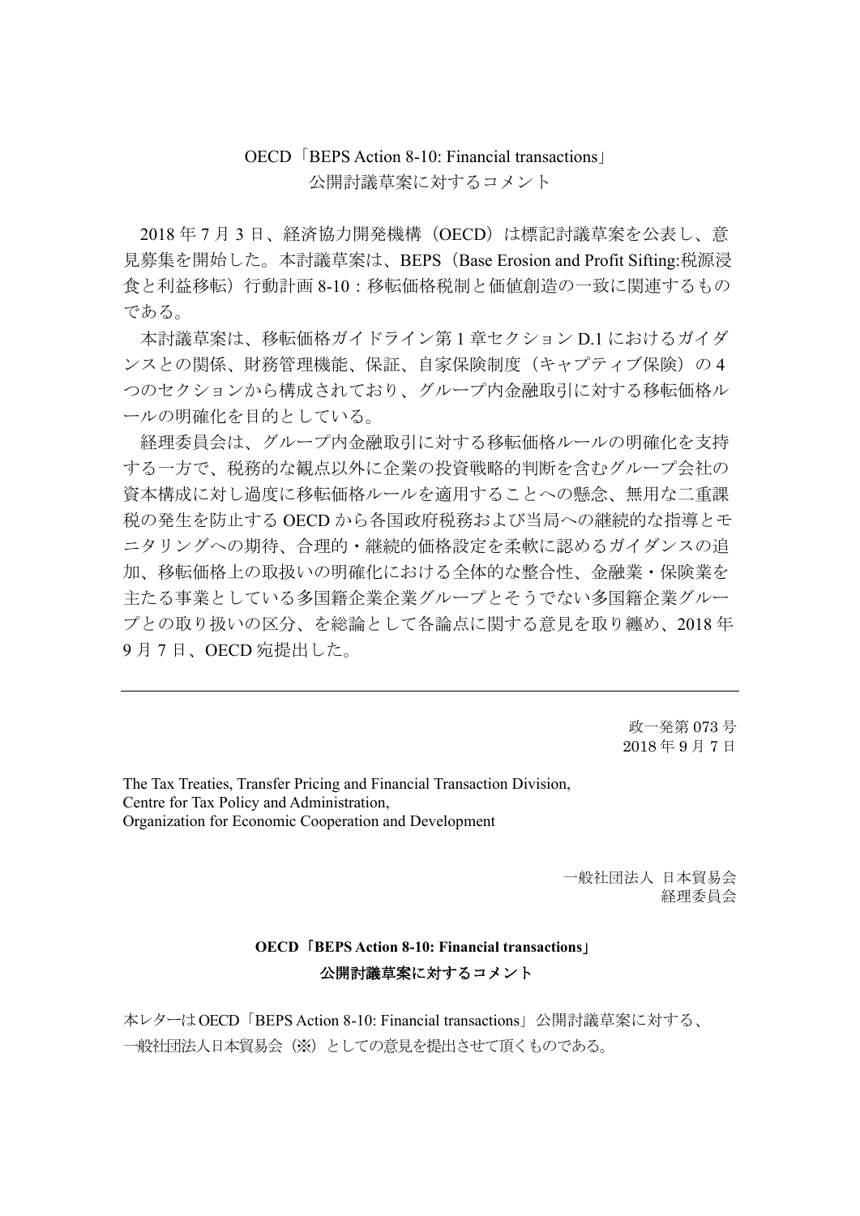# OECD「BEPS Action 8-10: Financial transactions」公開討議草案に対するコメント

2018 年 7 月 3 日、経済協力開発機構（OECD）は標記討議草案を公表し、意見募集を開始した。本討議草案は、BEPS（Base Erosion and Profit Sifting:税源浸食と利益移転）行動計画 8-10：移転価格税制と価値創造の一致に関連するものである。

本討議草案は、移転価格ガイドライン第 1 章セクション D.1 におけるガイダンスとの関係、財務管理機能、保証、自家保険制度（キャプティブ保険）の 4 つのセクションから構成されており、グループ内金融取引に対する移転価格ルールの明確化を目的としている。

経理委員会は、グループ内金融取引に対する移転価格ルールの明確化を支持する一方で、税務的な観点以外に企業の投資戦略的判断を含むグループ会社の資本構成に対し過度に移転価格ルールを適用することへの懸念、無用な二重課税の発生を防止する OECD から各国政府税務および当局への継続的な指導とモニタリングへの期待、合理的・継続的価格設定を柔軟に認めるガイダンスの追加、移転価格上の取扱いの明確化における全体的な整合性、金融業・保険業を主たる事業としている多国籍企業企業グループとそうでない多国籍企業グループとの取り扱いの区分、を総論として各論点に関する意見を取り纏め、2018 年 9 月 7 日、OECD 宛提出した。

---

政一発第 073 号
2018 年 9 月 7 日

The Tax Treaties, Transfer Pricing and Financial Transaction Division,
Centre for Tax Policy and Administration,
Organization for Economic Cooperation and Development

一般社団法人 日本貿易会
経理委員会

## OECD「BEPS Action 8-10: Financial transactions」公開討議草案に対するコメント

本レターはOECD「BEPS Action 8-10: Financial transactions」公開討議草案に対する、一般社団法人日本貿易会（※）としての意見を提出させて頂くものである。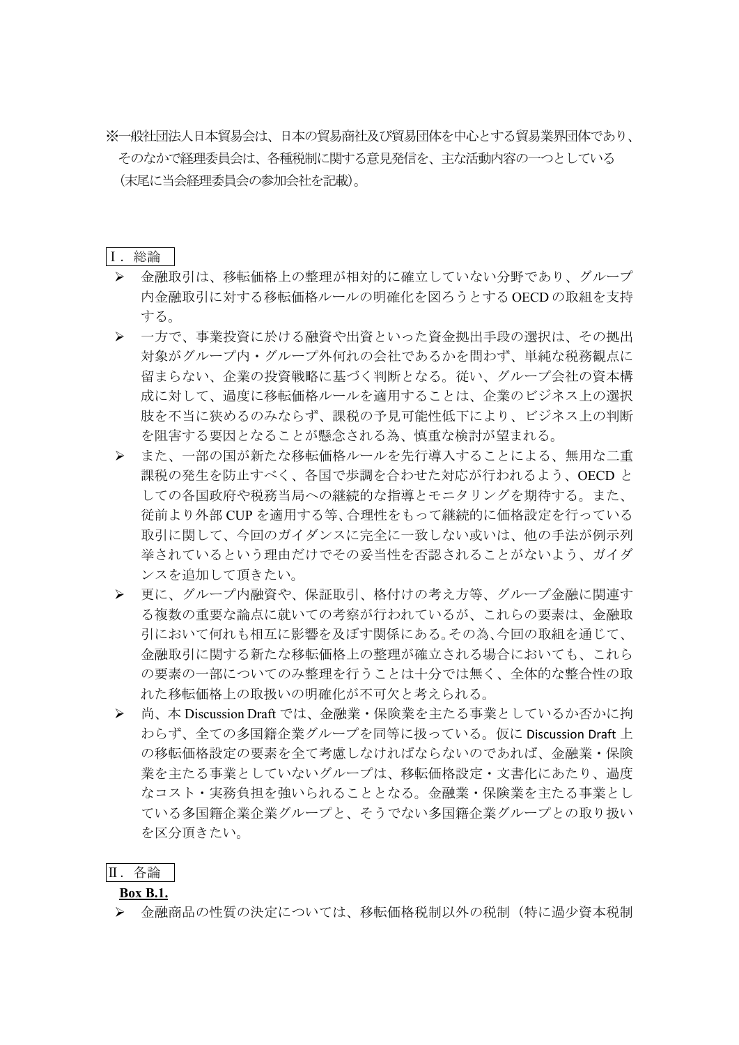※一般社団法人日本貿易会は、日本の貿易商社及び貿易団体を中心とする貿易業界団体であり、そのなかで経理委員会は、各種税制に関する意見発信を、主な活動内容の一つとしている（末尾に当会経理委員会の参加会社を記載）。

## Ⅰ．総論

- 金融取引は、移転価格上の整理が相対的に確立していない分野であり、グループ内金融取引に対する移転価格ルールの明確化を図ろうとする OECD の取組を支持する。
- 一方で、事業投資に於ける融資や出資といった資金拠出手段の選択は、その拠出対象がグループ内・グループ外何れの会社であるかを問わず、単純な税務観点に留まらない、企業の投資戦略に基づく判断となる。従い、グループ会社の資本構成に対して、過度に移転価格ルールを適用することは、企業のビジネス上の選択肢を不当に狭めるのみならず、課税の予見可能性低下により、ビジネス上の判断を阻害する要因となることが懸念される為、慎重な検討が望まれる。
- また、一部の国が新たな移転価格ルールを先行導入することによる、無用な二重課税の発生を防止すべく、各国で歩調を合わせた対応が行われるよう、OECD としての各国政府や税務当局への継続的な指導とモニタリングを期待する。また、従前より外部 CUP を適用する等、合理性をもって継続的に価格設定を行っている取引に関して、今回のガイダンスに完全に一致しない或いは、他の手法が例示列挙されているという理由だけでその妥当性を否認されることがないよう、ガイダンスを追加して頂きたい。
- 更に、グループ内融資や、保証取引、格付けの考え方等、グループ金融に関連する複数の重要な論点に就いての考察が行われているが、これらの要素は、金融取引において何れも相互に影響を及ぼす関係にある。その為、今回の取組を通じて、金融取引に関する新たな移転価格上の整理が確立される場合においても、これらの要素の一部についてのみ整理を行うことは十分では無く、全体的な整合性の取れた移転価格上の取扱いの明確化が不可欠と考えられる。
- 尚、本 Discussion Draft では、金融業・保険業を主たる事業としているか否かに拘わらず、全ての多国籍企業グループを同等に扱っている。仮に Discussion Draft 上の移転価格設定の要素を全て考慮しなければならないのであれば、金融業・保険業を主たる事業としていないグループは、移転価格設定・文書化にあたり、過度なコスト・実務負担を強いられることとなる。金融業・保険業を主たる事業としている多国籍企業企業グループと、そうでない多国籍企業グループとの取り扱いを区分頂きたい。

## Ⅱ．各論

**Box B.1.**

- 金融商品の性質の決定については、移転価格税制以外の税制（特に過少資本税制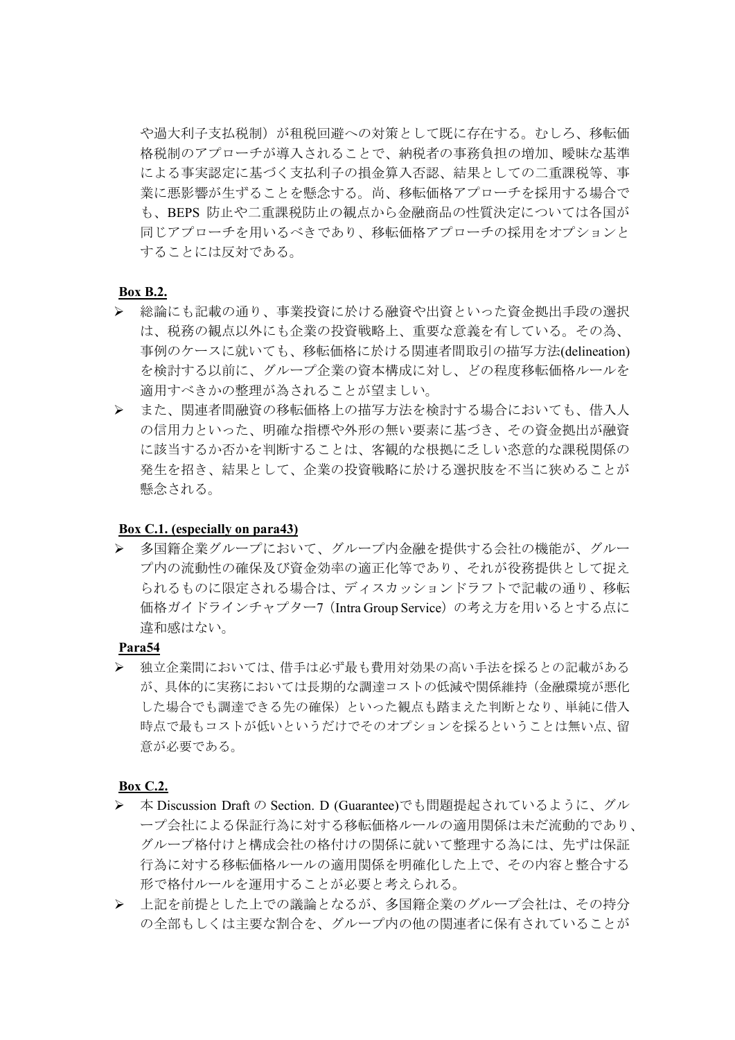や過大利子支払税制）が租税回避への対策として既に存在する。むしろ、移転価格税制のアプローチが導入されることで、納税者の事務負担の増加、曖昧な基準による事実認定に基づく支払利子の損金算入否認、結果としての二重課税等、事業に悪影響が生ずることを懸念する。尚、移転価格アプローチを採用する場合でも、BEPS 防止や二重課税防止の観点から金融商品の性質決定については各国が同じアプローチを用いるべきであり、移転価格アプローチの採用をオプションとすることには反対である。

**Box B.2.**

- 総論にも記載の通り、事業投資に於ける融資や出資といった資金拠出手段の選択は、税務の観点以外にも企業の投資戦略上、重要な意義を有している。その為、事例のケースに就いても、移転価格に於ける関連者間取引の描写方法(delineation)を検討する以前に、グループ企業の資本構成に対し、どの程度移転価格ルールを適用すべきかの整理が為されることが望ましい。
- また、関連者間融資の移転価格上の描写方法を検討する場合においても、借入人の信用力といった、明確な指標や外形の無い要素に基づき、その資金拠出が融資に該当するか否かを判断することは、客観的な根拠に乏しい恣意的な課税関係の発生を招き、結果として、企業の投資戦略に於ける選択肢を不当に狭めることが懸念される。

**Box C.1. (especially on para43)**

- 多国籍企業グループにおいて、グループ内金融を提供する会社の機能が、グループ内の流動性の確保及び資金効率の適正化等であり、それが役務提供として捉えられるものに限定される場合は、ディスカッションドラフトで記載の通り、移転価格ガイドラインチャプター7（Intra Group Service）の考え方を用いるとする点に違和感はない。

**Para54**

- 独立企業間においては、借手は必ず最も費用対効果の高い手法を採るとの記載があるが、具体的に実務においては長期的な調達コストの低減や関係維持（金融環境が悪化した場合でも調達できる先の確保）といった観点も踏まえた判断となり、単純に借入時点で最もコストが低いというだけでそのオプションを採るということは無い点、留意が必要である。

**Box C.2.**

- 本 Discussion Draft の Section. D (Guarantee)でも問題提起されているように、グループ会社による保証行為に対する移転価格ルールの適用関係は未だ流動的であり、グループ格付けと構成会社の格付けの関係に就いて整理する為には、先ずは保証行為に対する移転価格ルールの適用関係を明確化した上で、その内容と整合する形で格付ルールを運用することが必要と考えられる。
- 上記を前提とした上での議論となるが、多国籍企業のグループ会社は、その持分の全部もしくは主要な割合を、グループ内の他の関連者に保有されていることが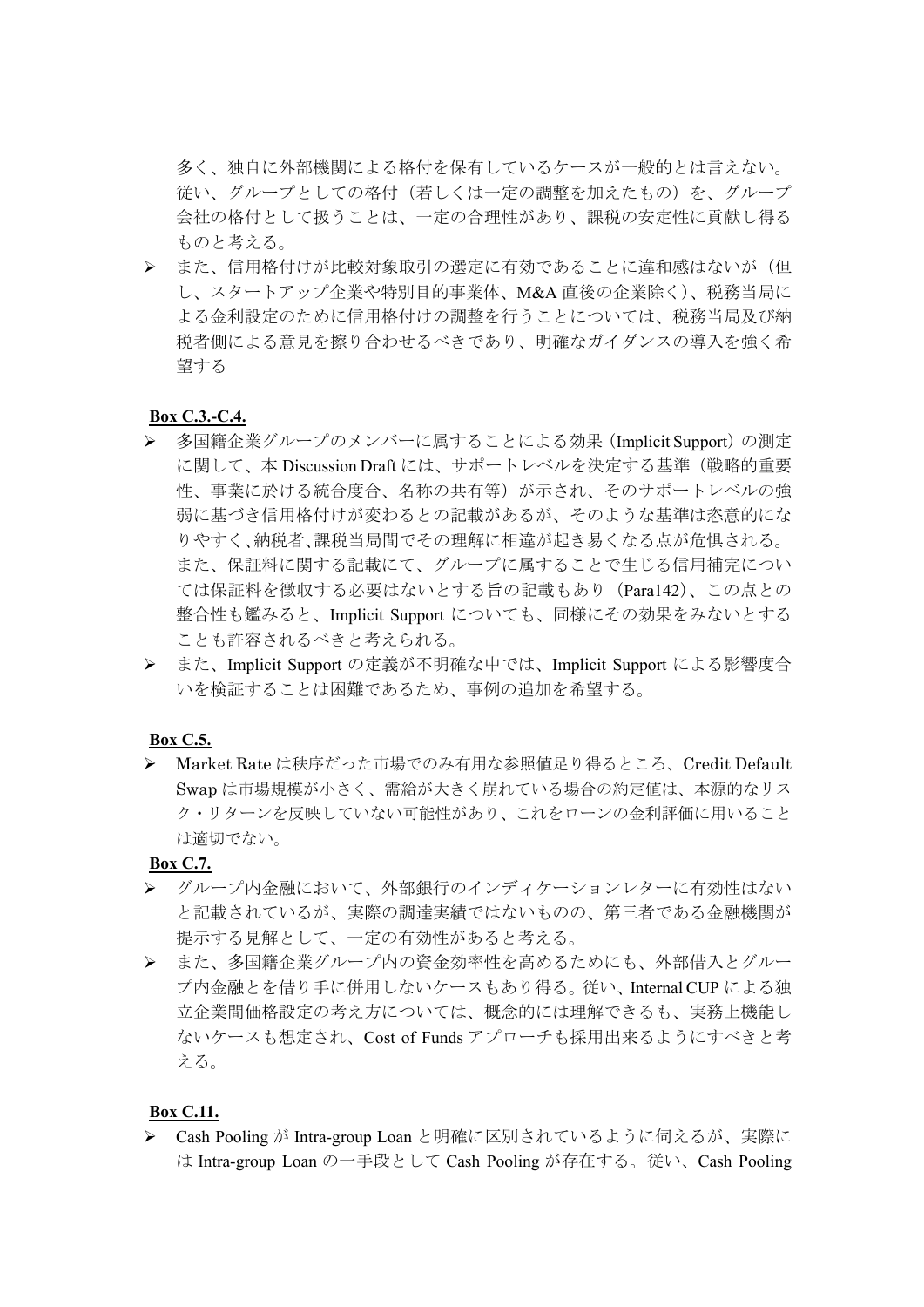多く、独自に外部機関による格付を保有しているケースが一般的とは言えない。従い、グループとしての格付（若しくは一定の調整を加えたもの）を、グループ会社の格付として扱うことは、一定の合理性があり、課税の安定性に貢献し得るものと考える。

- また、信用格付けが比較対象取引の選定に有効であることに違和感はないが（但し、スタートアップ企業や特別目的事業体、M&A 直後の企業除く）、税務当局による金利設定のために信用格付けの調整を行うことについては、税務当局及び納税者側による意見を擦り合わせるべきであり、明確なガイダンスの導入を強く希望する

**Box C.3.-C.4.**

- 多国籍企業グループのメンバーに属することによる効果（Implicit Support）の測定に関して、本 Discussion Draft には、サポートレベルを決定する基準（戦略的重要性、事業に於ける統合度合、名称の共有等）が示され、そのサポートレベルの強弱に基づき信用格付けが変わるとの記載があるが、そのような基準は恣意的になりやすく、納税者、課税当局間でその理解に相違が起き易くなる点が危惧される。また、保証料に関する記載にて、グループに属することで生じる信用補完については保証料を徴収する必要はないとする旨の記載もあり（Para142）、この点との整合性も鑑みると、Implicit Support についても、同様にその効果をみないとすることも許容されるべきと考えられる。
- また、Implicit Support の定義が不明確な中では、Implicit Support による影響度合いを検証することは困難であるため、事例の追加を希望する。

**Box C.5.**

- Market Rate は秩序だった市場でのみ有用な参照値足り得るところ、Credit Default Swap は市場規模が小さく、需給が大きく崩れている場合の約定値は、本源的なリスク・リターンを反映していない可能性があり、これをローンの金利評価に用いることは適切でない。

**Box C.7.**

- グループ内金融において、外部銀行のインディケーションレターに有効性はないと記載されているが、実際の調達実績ではないものの、第三者である金融機関が提示する見解として、一定の有効性があると考える。
- また、多国籍企業グループ内の資金効率性を高めるためにも、外部借入とグループ内金融とを借り手に併用しないケースもあり得る。従い、Internal CUP による独立企業間価格設定の考え方については、概念的には理解できるも、実務上機能しないケースも想定され、Cost of Funds アプローチも採用出来るようにすべきと考える。

**Box C.11.**

- Cash Pooling が Intra-group Loan と明確に区別されているように伺えるが、実際には Intra-group Loan の一手段として Cash Pooling が存在する。従い、Cash Pooling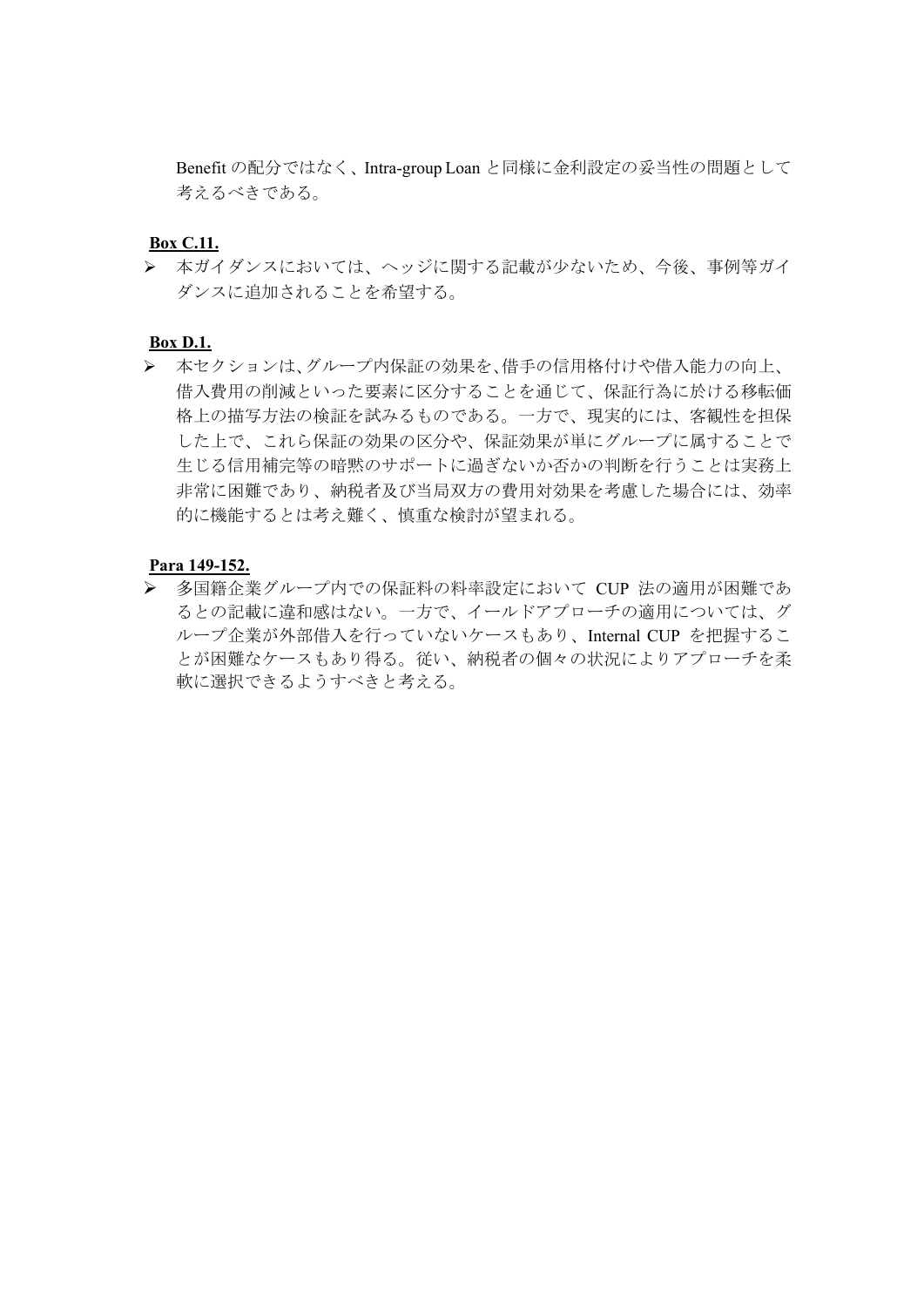Benefit の配分ではなく、Intra-group Loan と同様に金利設定の妥当性の問題として考えるべきである。

**Box C.11.**

- 本ガイダンスにおいては、ヘッジに関する記載が少ないため、今後、事例等ガイダンスに追加されることを希望する。

**Box D.1.**

- 本セクションは、グループ内保証の効果を、借手の信用格付けや借入能力の向上、借入費用の削減といった要素に区分することを通じて、保証行為に於ける移転価格上の描写方法の検証を試みるものである。一方で、現実的には、客観性を担保した上で、これら保証の効果の区分や、保証効果が単にグループに属することで生じる信用補完等の暗黙のサポートに過ぎないか否かの判断を行うことは実務上非常に困難であり、納税者及び当局双方の費用対効果を考慮した場合には、効率的に機能するとは考え難く、慎重な検討が望まれる。

**Para 149-152.**

- 多国籍企業グループ内での保証料の料率設定において CUP 法の適用が困難であるとの記載に違和感はない。一方で、イールドアプローチの適用については、グループ企業が外部借入を行っていないケースもあり、Internal CUP を把握することが困難なケースもあり得る。従い、納税者の個々の状況によりアプローチを柔軟に選択できるようすべきと考える。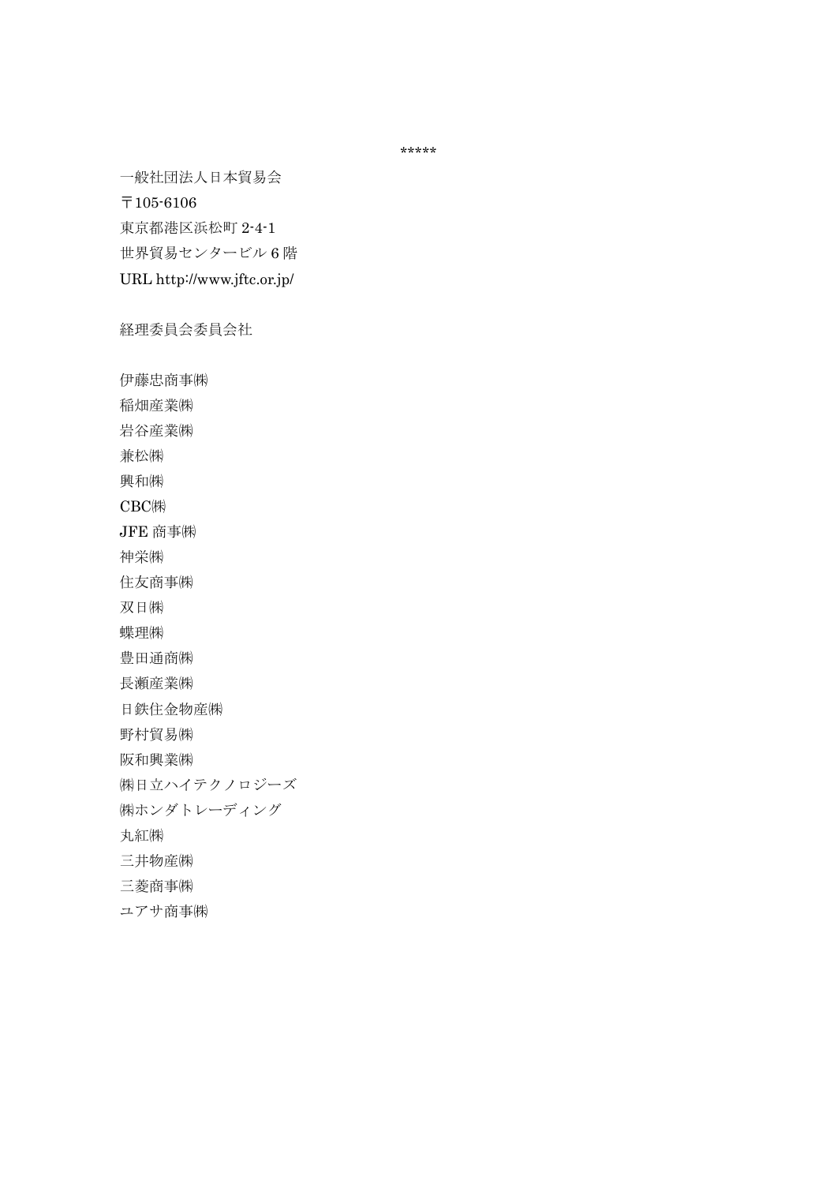*****

一般社団法人日本貿易会
〒105-6106
東京都港区浜松町 2-4-1
世界貿易センタービル 6 階
URL http://www.jftc.or.jp/

経理委員会委員会社

伊藤忠商事㈱
稲畑産業㈱
岩谷産業㈱
兼松㈱
興和㈱
CBC㈱
JFE 商事㈱
神栄㈱
住友商事㈱
双日㈱
蝶理㈱
豊田通商㈱
長瀬産業㈱
日鉄住金物産㈱
野村貿易㈱
阪和興業㈱
㈱日立ハイテクノロジーズ
㈱ホンダトレーディング
丸紅㈱
三井物産㈱
三菱商事㈱
ユアサ商事㈱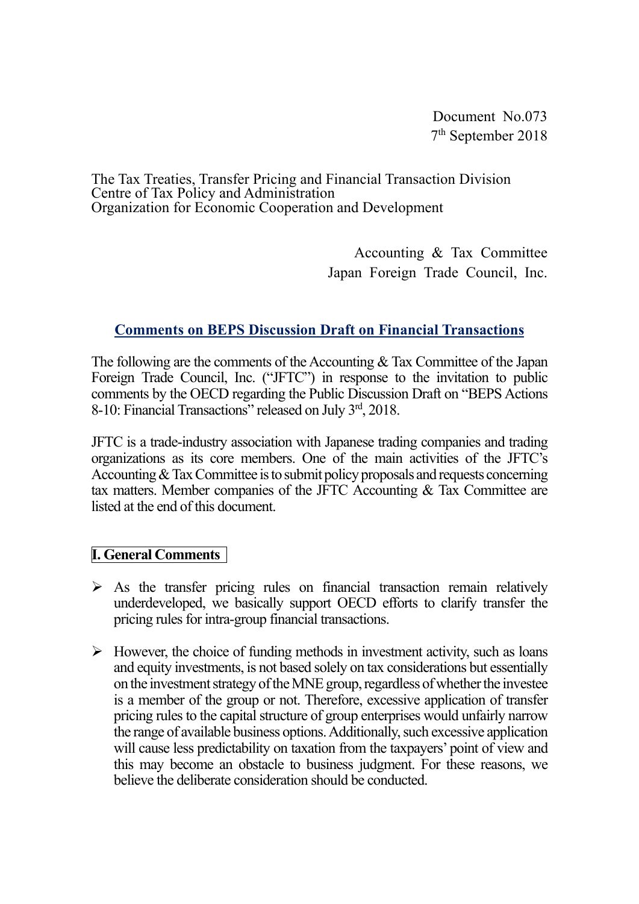Document No.073
7th September 2018

The Tax Treaties, Transfer Pricing and Financial Transaction Division
Centre of Tax Policy and Administration
Organization for Economic Cooperation and Development

Accounting & Tax Committee
Japan Foreign Trade Council, Inc.

## Comments on BEPS Discussion Draft on Financial Transactions

The following are the comments of the Accounting & Tax Committee of the Japan Foreign Trade Council, Inc. ("JFTC") in response to the invitation to public comments by the OECD regarding the Public Discussion Draft on "BEPS Actions 8-10: Financial Transactions" released on July 3rd, 2018.

JFTC is a trade-industry association with Japanese trading companies and trading organizations as its core members. One of the main activities of the JFTC's Accounting & Tax Committee is to submit policy proposals and requests concerning tax matters. Member companies of the JFTC Accounting & Tax Committee are listed at the end of this document.

### I. General Comments

- As the transfer pricing rules on financial transaction remain relatively underdeveloped, we basically support OECD efforts to clarify transfer the pricing rules for intra-group financial transactions.

- However, the choice of funding methods in investment activity, such as loans and equity investments, is not based solely on tax considerations but essentially on the investment strategy of the MNE group, regardless of whether the investee is a member of the group or not. Therefore, excessive application of transfer pricing rules to the capital structure of group enterprises would unfairly narrow the range of available business options. Additionally, such excessive application will cause less predictability on taxation from the taxpayers' point of view and this may become an obstacle to business judgment. For these reasons, we believe the deliberate consideration should be conducted.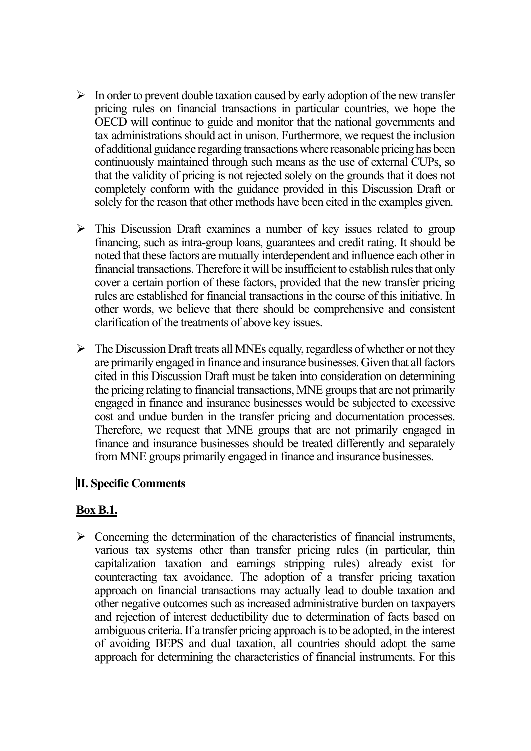- In order to prevent double taxation caused by early adoption of the new transfer pricing rules on financial transactions in particular countries, we hope the OECD will continue to guide and monitor that the national governments and tax administrations should act in unison. Furthermore, we request the inclusion of additional guidance regarding transactions where reasonable pricing has been continuously maintained through such means as the use of external CUPs, so that the validity of pricing is not rejected solely on the grounds that it does not completely conform with the guidance provided in this Discussion Draft or solely for the reason that other methods have been cited in the examples given.

- This Discussion Draft examines a number of key issues related to group financing, such as intra-group loans, guarantees and credit rating. It should be noted that these factors are mutually interdependent and influence each other in financial transactions. Therefore it will be insufficient to establish rules that only cover a certain portion of these factors, provided that the new transfer pricing rules are established for financial transactions in the course of this initiative. In other words, we believe that there should be comprehensive and consistent clarification of the treatments of above key issues.

- The Discussion Draft treats all MNEs equally, regardless of whether or not they are primarily engaged in finance and insurance businesses. Given that all factors cited in this Discussion Draft must be taken into consideration on determining the pricing relating to financial transactions, MNE groups that are not primarily engaged in finance and insurance businesses would be subjected to excessive cost and undue burden in the transfer pricing and documentation processes. Therefore, we request that MNE groups that are not primarily engaged in finance and insurance businesses should be treated differently and separately from MNE groups primarily engaged in finance and insurance businesses.

## II. Specific Comments

### Box B.1.

- Concerning the determination of the characteristics of financial instruments, various tax systems other than transfer pricing rules (in particular, thin capitalization taxation and earnings stripping rules) already exist for counteracting tax avoidance. The adoption of a transfer pricing taxation approach on financial transactions may actually lead to double taxation and other negative outcomes such as increased administrative burden on taxpayers and rejection of interest deductibility due to determination of facts based on ambiguous criteria. If a transfer pricing approach is to be adopted, in the interest of avoiding BEPS and dual taxation, all countries should adopt the same approach for determining the characteristics of financial instruments. For this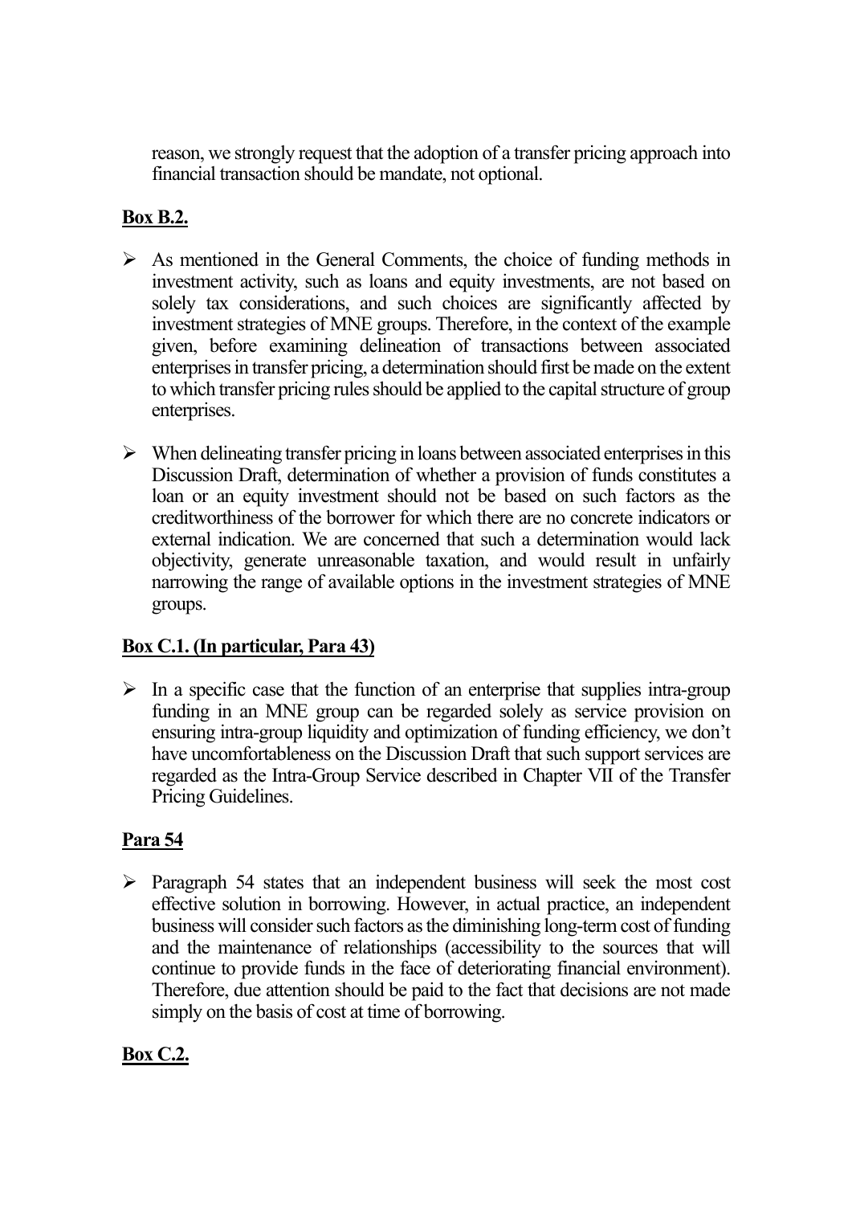reason, we strongly request that the adoption of a transfer pricing approach into financial transaction should be mandate, not optional.

**Box B.2.**

- As mentioned in the General Comments, the choice of funding methods in investment activity, such as loans and equity investments, are not based on solely tax considerations, and such choices are significantly affected by investment strategies of MNE groups. Therefore, in the context of the example given, before examining delineation of transactions between associated enterprises in transfer pricing, a determination should first be made on the extent to which transfer pricing rules should be applied to the capital structure of group enterprises.
- When delineating transfer pricing in loans between associated enterprises in this Discussion Draft, determination of whether a provision of funds constitutes a loan or an equity investment should not be based on such factors as the creditworthiness of the borrower for which there are no concrete indicators or external indication. We are concerned that such a determination would lack objectivity, generate unreasonable taxation, and would result in unfairly narrowing the range of available options in the investment strategies of MNE groups.

**Box C.1. (In particular, Para 43)**

- In a specific case that the function of an enterprise that supplies intra-group funding in an MNE group can be regarded solely as service provision on ensuring intra-group liquidity and optimization of funding efficiency, we don't have uncomfortableness on the Discussion Draft that such support services are regarded as the Intra-Group Service described in Chapter VII of the Transfer Pricing Guidelines.

**Para 54**

- Paragraph 54 states that an independent business will seek the most cost effective solution in borrowing. However, in actual practice, an independent business will consider such factors as the diminishing long-term cost of funding and the maintenance of relationships (accessibility to the sources that will continue to provide funds in the face of deteriorating financial environment). Therefore, due attention should be paid to the fact that decisions are not made simply on the basis of cost at time of borrowing.

**Box C.2.**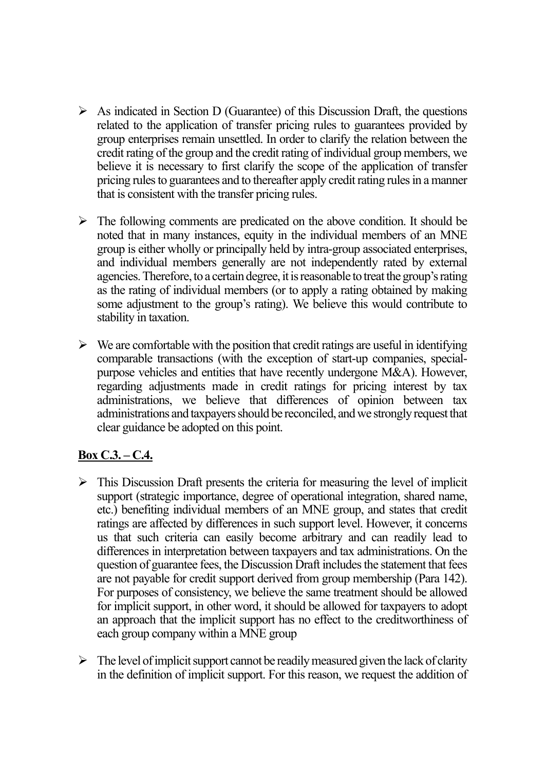- As indicated in Section D (Guarantee) of this Discussion Draft, the questions related to the application of transfer pricing rules to guarantees provided by group enterprises remain unsettled. In order to clarify the relation between the credit rating of the group and the credit rating of individual group members, we believe it is necessary to first clarify the scope of the application of transfer pricing rules to guarantees and to thereafter apply credit rating rules in a manner that is consistent with the transfer pricing rules.

- The following comments are predicated on the above condition. It should be noted that in many instances, equity in the individual members of an MNE group is either wholly or principally held by intra-group associated enterprises, and individual members generally are not independently rated by external agencies. Therefore, to a certain degree, it is reasonable to treat the group's rating as the rating of individual members (or to apply a rating obtained by making some adjustment to the group's rating). We believe this would contribute to stability in taxation.

- We are comfortable with the position that credit ratings are useful in identifying comparable transactions (with the exception of start-up companies, special-purpose vehicles and entities that have recently undergone M&A). However, regarding adjustments made in credit ratings for pricing interest by tax administrations, we believe that differences of opinion between tax administrations and taxpayers should be reconciled, and we strongly request that clear guidance be adopted on this point.

**<u>Box C.3. – C.4.</u>**

- This Discussion Draft presents the criteria for measuring the level of implicit support (strategic importance, degree of operational integration, shared name, etc.) benefiting individual members of an MNE group, and states that credit ratings are affected by differences in such support level. However, it concerns us that such criteria can easily become arbitrary and can readily lead to differences in interpretation between taxpayers and tax administrations. On the question of guarantee fees, the Discussion Draft includes the statement that fees are not payable for credit support derived from group membership (Para 142). For purposes of consistency, we believe the same treatment should be allowed for implicit support, in other word, it should be allowed for taxpayers to adopt an approach that the implicit support has no effect to the creditworthiness of each group company within a MNE group

- The level of implicit support cannot be readily measured given the lack of clarity in the definition of implicit support. For this reason, we request the addition of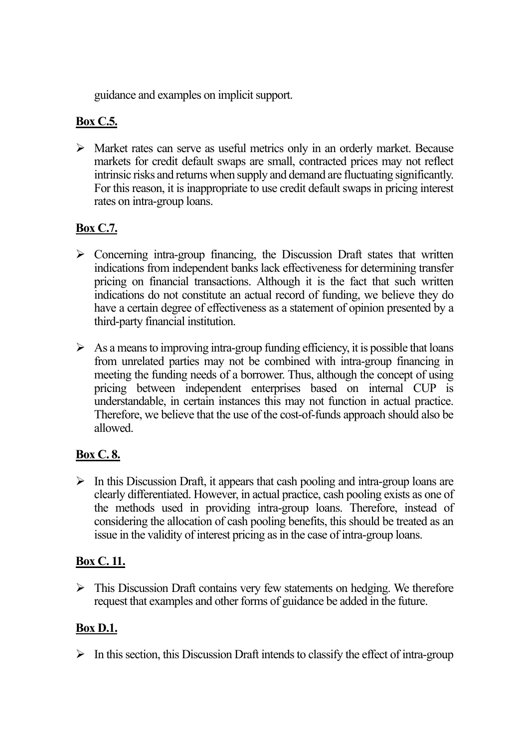guidance and examples on implicit support.

## Box C.5.

- Market rates can serve as useful metrics only in an orderly market. Because markets for credit default swaps are small, contracted prices may not reflect intrinsic risks and returns when supply and demand are fluctuating significantly. For this reason, it is inappropriate to use credit default swaps in pricing interest rates on intra-group loans.

## Box C.7.

- Concerning intra-group financing, the Discussion Draft states that written indications from independent banks lack effectiveness for determining transfer pricing on financial transactions. Although it is the fact that such written indications do not constitute an actual record of funding, we believe they do have a certain degree of effectiveness as a statement of opinion presented by a third-party financial institution.
- As a means to improving intra-group funding efficiency, it is possible that loans from unrelated parties may not be combined with intra-group financing in meeting the funding needs of a borrower. Thus, although the concept of using pricing between independent enterprises based on internal CUP is understandable, in certain instances this may not function in actual practice. Therefore, we believe that the use of the cost-of-funds approach should also be allowed.

## Box C. 8.

- In this Discussion Draft, it appears that cash pooling and intra-group loans are clearly differentiated. However, in actual practice, cash pooling exists as one of the methods used in providing intra-group loans. Therefore, instead of considering the allocation of cash pooling benefits, this should be treated as an issue in the validity of interest pricing as in the case of intra-group loans.

## Box C. 11.

- This Discussion Draft contains very few statements on hedging. We therefore request that examples and other forms of guidance be added in the future.

## Box D.1.

- In this section, this Discussion Draft intends to classify the effect of intra-group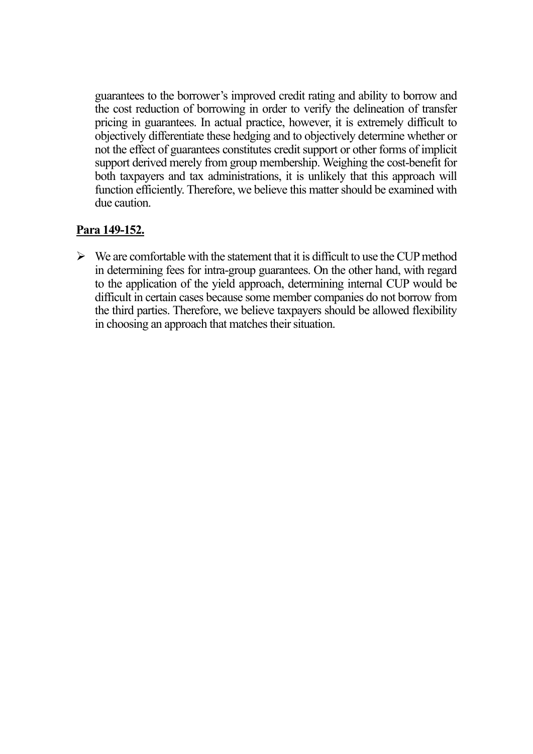guarantees to the borrower's improved credit rating and ability to borrow and the cost reduction of borrowing in order to verify the delineation of transfer pricing in guarantees. In actual practice, however, it is extremely difficult to objectively differentiate these hedging and to objectively determine whether or not the effect of guarantees constitutes credit support or other forms of implicit support derived merely from group membership. Weighing the cost-benefit for both taxpayers and tax administrations, it is unlikely that this approach will function efficiently. Therefore, we believe this matter should be examined with due caution.

**Para 149-152.**

- We are comfortable with the statement that it is difficult to use the CUP method in determining fees for intra-group guarantees. On the other hand, with regard to the application of the yield approach, determining internal CUP would be difficult in certain cases because some member companies do not borrow from the third parties. Therefore, we believe taxpayers should be allowed flexibility in choosing an approach that matches their situation.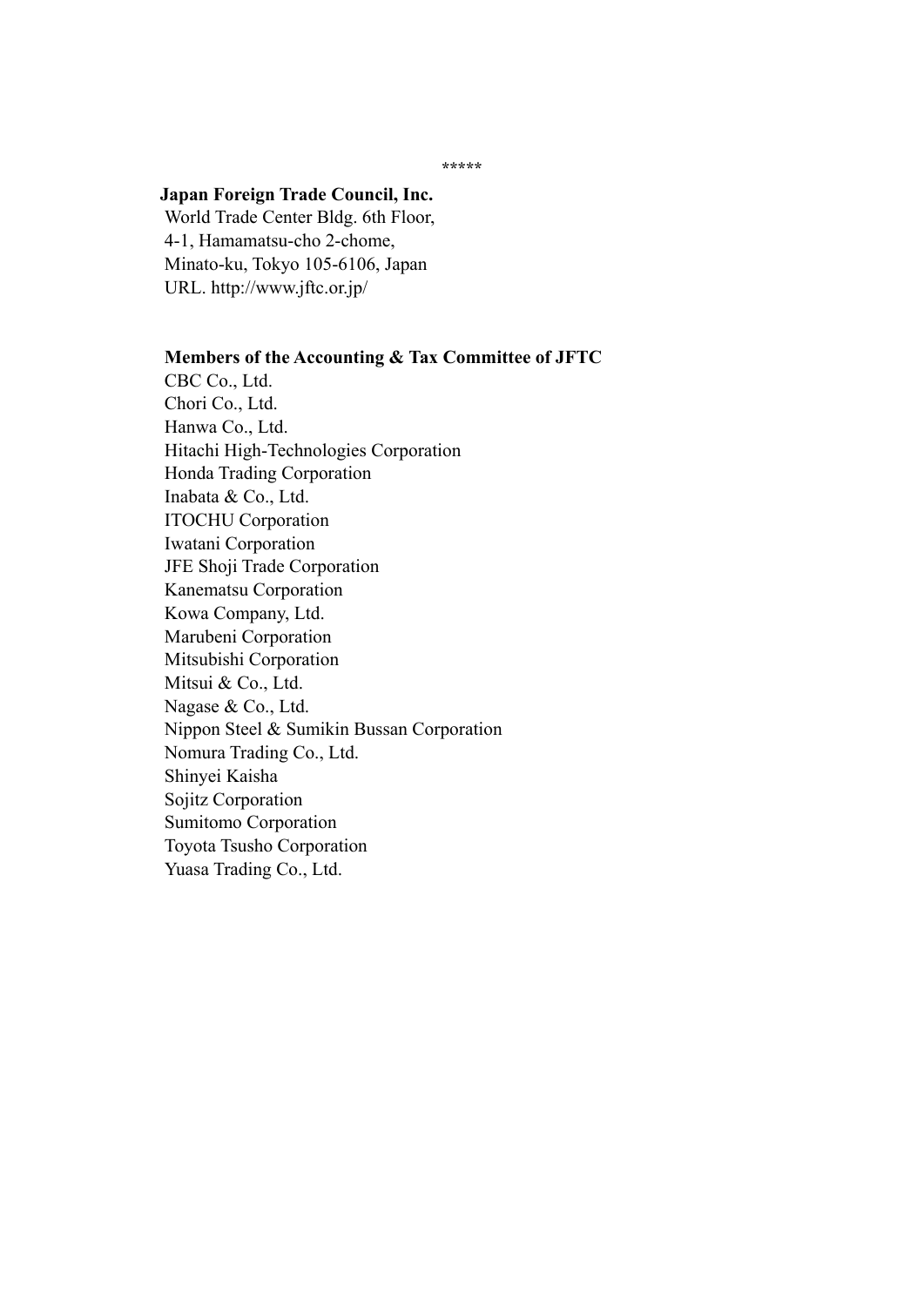*****

**Japan Foreign Trade Council, Inc.**
World Trade Center Bldg. 6th Floor,
4-1, Hamamatsu-cho 2-chome,
Minato-ku, Tokyo 105-6106, Japan
URL. http://www.jftc.or.jp/

**Members of the Accounting & Tax Committee of JFTC**
CBC Co., Ltd.
Chori Co., Ltd.
Hanwa Co., Ltd.
Hitachi High-Technologies Corporation
Honda Trading Corporation
Inabata & Co., Ltd.
ITOCHU Corporation
Iwatani Corporation
JFE Shoji Trade Corporation
Kanematsu Corporation
Kowa Company, Ltd.
Marubeni Corporation
Mitsubishi Corporation
Mitsui & Co., Ltd.
Nagase & Co., Ltd.
Nippon Steel & Sumikin Bussan Corporation
Nomura Trading Co., Ltd.
Shinyei Kaisha
Sojitz Corporation
Sumitomo Corporation
Toyota Tsusho Corporation
Yuasa Trading Co., Ltd.